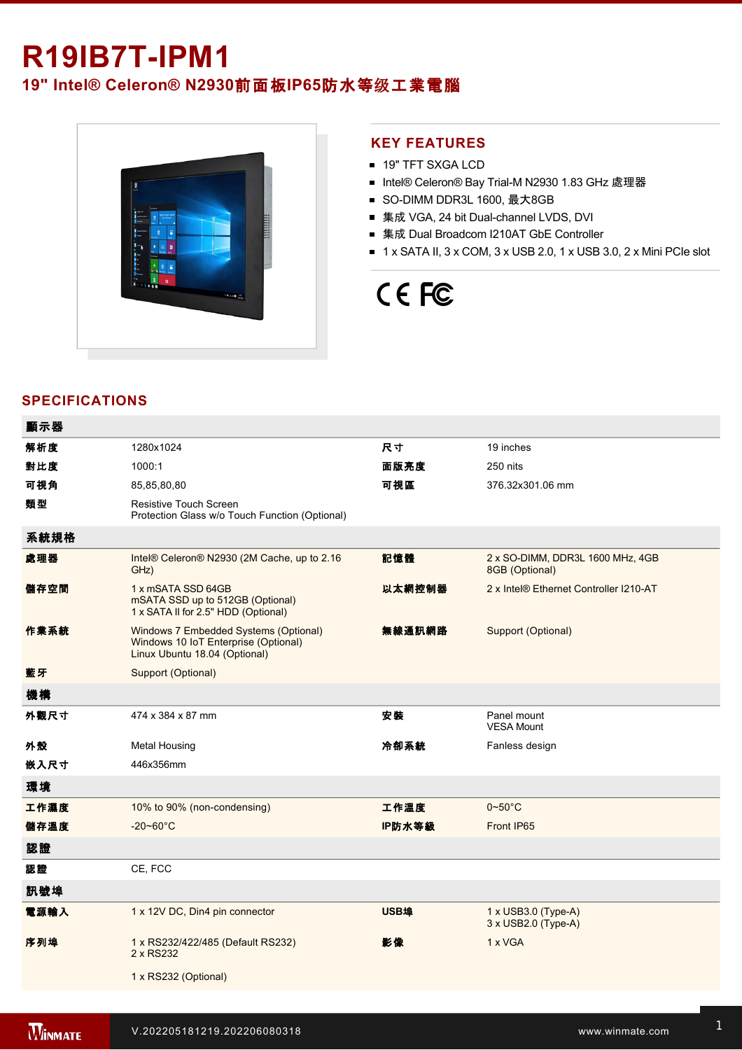# R19IB7T-IPM1

## 19" Intel® Celeron® N2930前面板IP65防水等级工業電腦

## KEY FEATURES

- 19" TFT SXGA LCD
- Intel® Celeron® Bay Trial-M N2930 1.83 GHz 處理器
- SO-DIMM DDR3L 1600, 最大8GB
- 集成 VGA, 24 bit Dual-channel LVDS, DVI
- 集成 Dual Broadcom I210AT GbE Controller
- 1 x SATA II, 3 x COM, 3 x USB 2.0, 1 x USB 3.0, 2 x Mini PCIe slot

## SPECIFICATIONS

| 顯示器 | | | |
|---|---|---|---|
| 解析度 | 1280x1024 | 尺寸 | 19 inches |
| 對比度 | 1000:1 | 面版亮度 | 250 nits |
| 可視角 | 85,85,80,80 | 可視區 | 376.32x301.06 mm |
| 類型 | Resistive Touch Screen<br>Protection Glass w/o Touch Function (Optional) | | |
| **系統規格** | | | |
| 處理器 | Intel® Celeron® N2930 (2M Cache, up to 2.16 GHz) | 記憶體 | 2 x SO-DIMM, DDR3L 1600 MHz, 4GB<br>8GB (Optional) |
| 儲存空間 | 1 x mSATA SSD 64GB<br>mSATA SSD up to 512GB (Optional)<br>1 x SATA II for 2.5" HDD (Optional) | 以太網控制器 | 2 x Intel® Ethernet Controller I210-AT |
| 作業系統 | Windows 7 Embedded Systems (Optional)<br>Windows 10 IoT Enterprise (Optional)<br>Linux Ubuntu 18.04 (Optional) | 無線通訊網路 | Support (Optional) |
| 藍牙 | Support (Optional) | | |
| **機構** | | | |
| 外觀尺寸 | 474 x 384 x 87 mm | 安裝 | Panel mount<br>VESA Mount |
| 外殼 | Metal Housing | 冷卻系統 | Fanless design |
| 嵌入尺寸 | 446x356mm | | |
| **環境** | | | |
| 工作濕度 | 10% to 90% (non-condensing) | 工作溫度 | 0~50°C |
| 儲存溫度 | -20~60°C | IP防水等級 | Front IP65 |
| **認證** | | | |
| 認證 | CE, FCC | | |
| **訊號埠** | | | |
| 電源輸入 | 1 x 12V DC, Din4 pin connector | USB埠 | 1 x USB3.0 (Type-A)<br>3 x USB2.0 (Type-A) |
| 序列埠 | 1 x RS232/422/485 (Default RS232)<br>2 x RS232<br><br>1 x RS232 (Optional) | 影像 | 1 x VGA |

V.202205181219.202206080318

www.winmate.com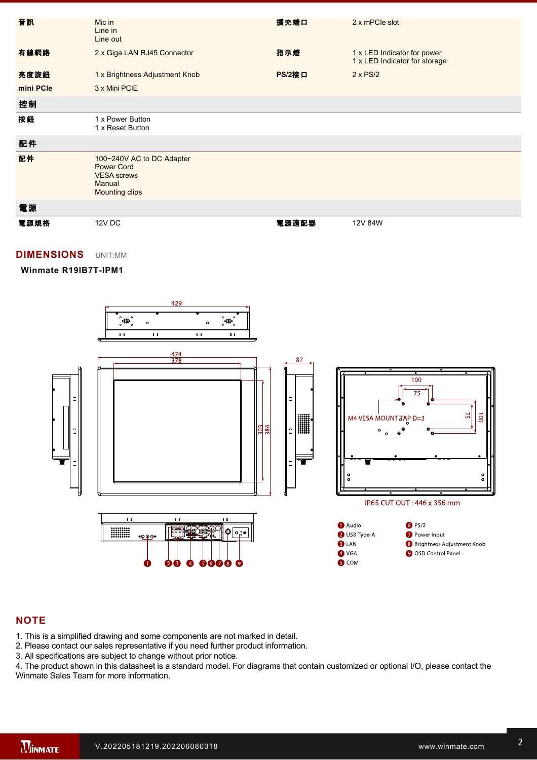| | | | |
|---|---|---|---|
| 音訊 | Mic in<br>Line in<br>Line out | 擴充端口 | 2 x mPCIe slot |
| 有線網路 | 2 x Giga LAN RJ45 Connector | 指示燈 | 1 x LED Indicator for power<br>1 x LED Indicator for storage |
| 亮度旋鈕 | 1 x Brightness Adjustment Knob | PS/2接口 | 2 x PS/2 |
| mini PCIe | 3 x Mini PCIE | | |
| **控制** | | | |
| 按鈕 | 1 x Power Button<br>1 x Reset Button | | |
| **配件** | | | |
| 配件 | 100~240V AC to DC Adapter<br>Power Cord<br>VESA screws<br>Manual<br>Mounting clips | | |
| **電源** | | | |
| 電源規格 | 12V DC | 電源適配器 | 12V 84W |

## DIMENSIONS UNIT:MM

**Winmate R19IB7T-IPM1**

429
474
378
87
303
384
100
75
M4 VESA MOUNT TAP D=3
75
100

IP65 CUT OUT : 446 x 356 mm

1 Audio
2 USB Type-A
3 LAN
4 VGA
5 COM
6 PS/2
7 Power Input
8 Brightness Adjustment Knob
9 OSD Control Panel

## NOTE

1. This is a simplified drawing and some components are not marked in detail.
2. Please contact our sales representative if you need further product information.
3. All specifications are subject to change without prior notice.
4. The product shown in this datasheet is a standard model. For diagrams that contain customized or optional I/O, please contact the Winmate Sales Team for more information.

V.202205181219.202206080318 www.winmate.com